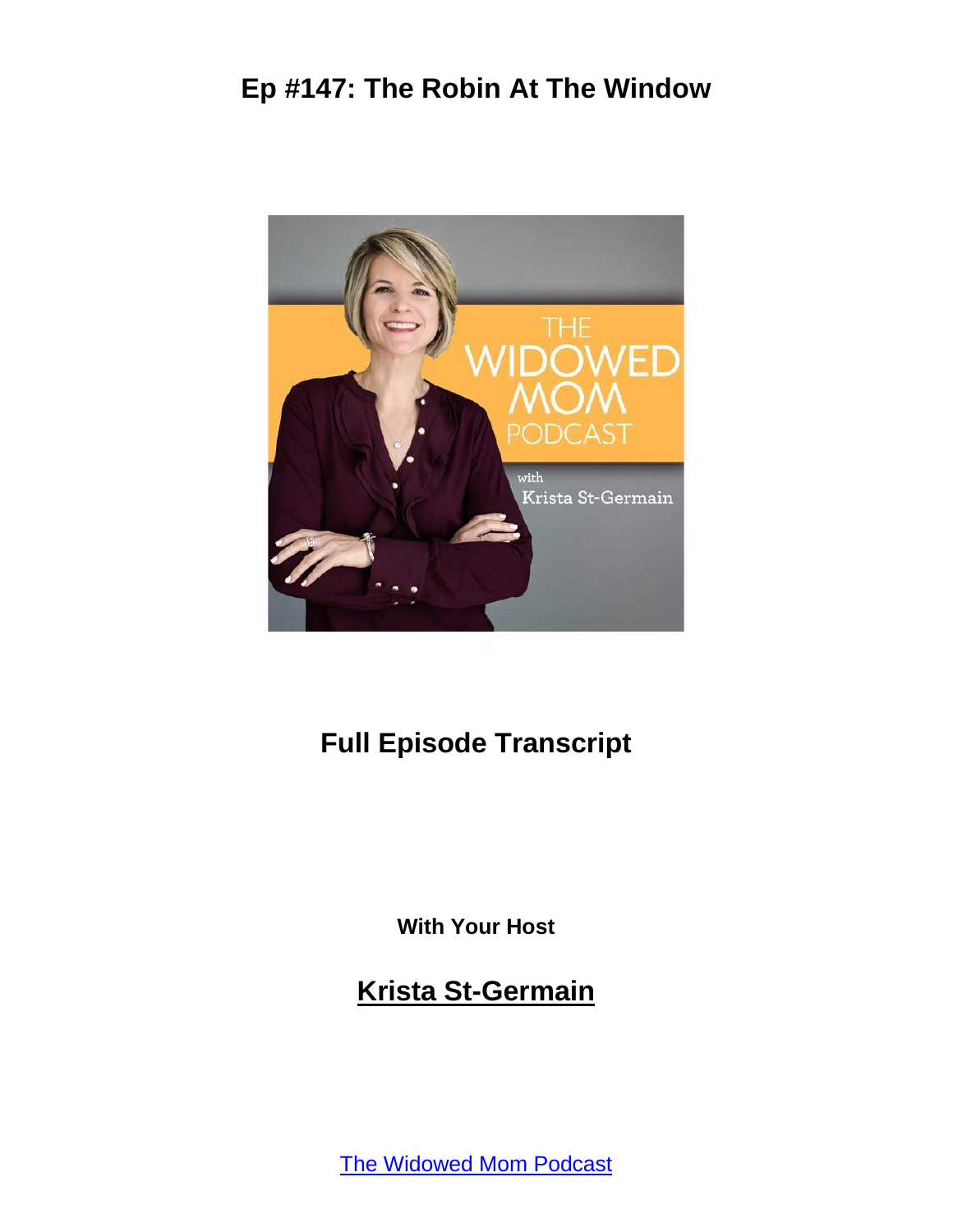# Ep #147: The Robin At The Window

## Full Episode Transcript

**With Your Host**

## Krista St-Germain

The Widowed Mom Podcast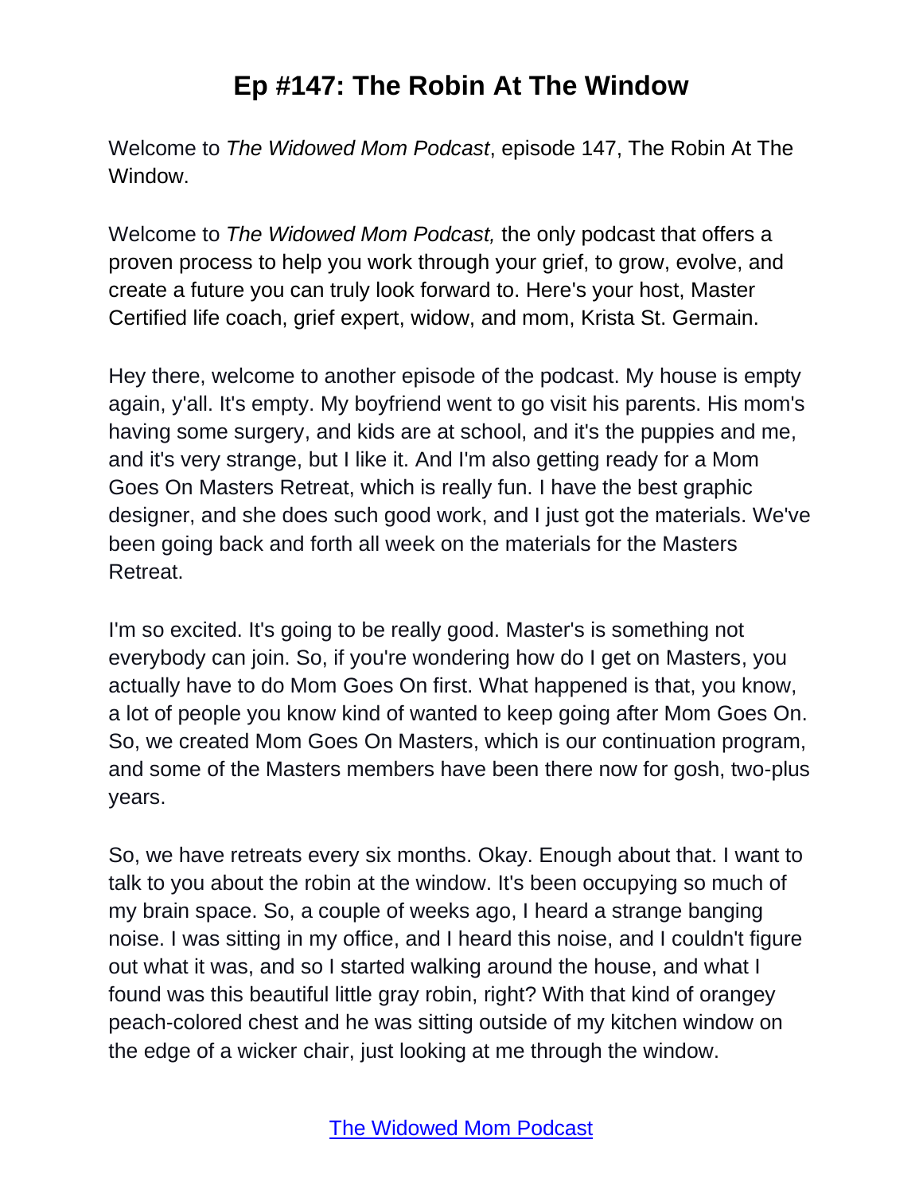# Ep #147: The Robin At The Window

Welcome to *The Widowed Mom Podcast*, episode 147, The Robin At The Window.

Welcome to *The Widowed Mom Podcast,* the only podcast that offers a proven process to help you work through your grief, to grow, evolve, and create a future you can truly look forward to. Here's your host, Master Certified life coach, grief expert, widow, and mom, Krista St. Germain.

Hey there, welcome to another episode of the podcast. My house is empty again, y'all. It's empty. My boyfriend went to go visit his parents. His mom's having some surgery, and kids are at school, and it's the puppies and me, and it's very strange, but I like it. And I'm also getting ready for a Mom Goes On Masters Retreat, which is really fun. I have the best graphic designer, and she does such good work, and I just got the materials. We've been going back and forth all week on the materials for the Masters Retreat.

I'm so excited. It's going to be really good. Master's is something not everybody can join. So, if you're wondering how do I get on Masters, you actually have to do Mom Goes On first. What happened is that, you know, a lot of people you know kind of wanted to keep going after Mom Goes On. So, we created Mom Goes On Masters, which is our continuation program, and some of the Masters members have been there now for gosh, two-plus years.

So, we have retreats every six months. Okay. Enough about that. I want to talk to you about the robin at the window. It's been occupying so much of my brain space. So, a couple of weeks ago, I heard a strange banging noise. I was sitting in my office, and I heard this noise, and I couldn't figure out what it was, and so I started walking around the house, and what I found was this beautiful little gray robin, right? With that kind of orangey peach-colored chest and he was sitting outside of my kitchen window on the edge of a wicker chair, just looking at me through the window.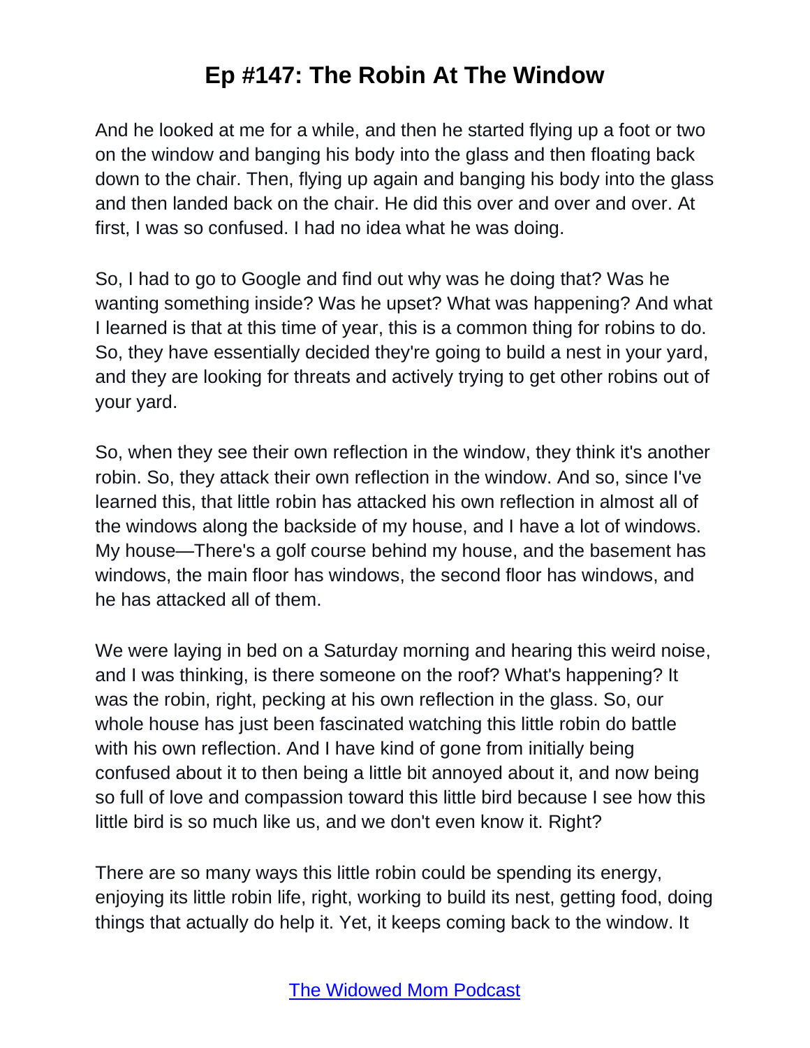And he looked at me for a while, and then he started flying up a foot or two on the window and banging his body into the glass and then floating back down to the chair. Then, flying up again and banging his body into the glass and then landed back on the chair. He did this over and over and over. At first, I was so confused. I had no idea what he was doing.

So, I had to go to Google and find out why was he doing that? Was he wanting something inside? Was he upset? What was happening? And what I learned is that at this time of year, this is a common thing for robins to do. So, they have essentially decided they're going to build a nest in your yard, and they are looking for threats and actively trying to get other robins out of your yard.

So, when they see their own reflection in the window, they think it's another robin. So, they attack their own reflection in the window. And so, since I've learned this, that little robin has attacked his own reflection in almost all of the windows along the backside of my house, and I have a lot of windows. My house—There's a golf course behind my house, and the basement has windows, the main floor has windows, the second floor has windows, and he has attacked all of them.

We were laying in bed on a Saturday morning and hearing this weird noise, and I was thinking, is there someone on the roof? What's happening? It was the robin, right, pecking at his own reflection in the glass. So, our whole house has just been fascinated watching this little robin do battle with his own reflection. And I have kind of gone from initially being confused about it to then being a little bit annoyed about it, and now being so full of love and compassion toward this little bird because I see how this little bird is so much like us, and we don't even know it. Right?

There are so many ways this little robin could be spending its energy, enjoying its little robin life, right, working to build its nest, getting food, doing things that actually do help it. Yet, it keeps coming back to the window. It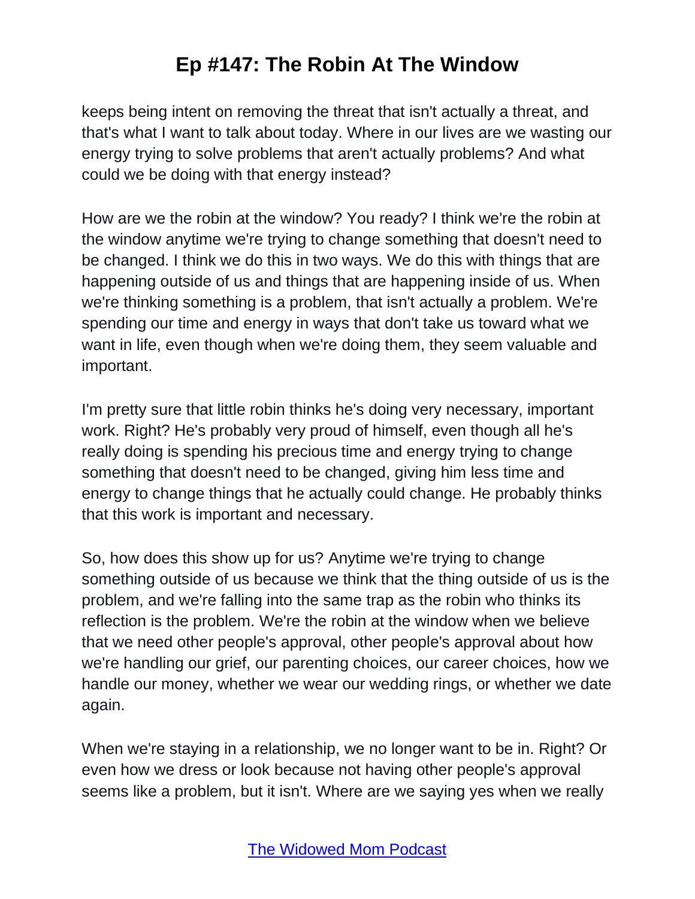keeps being intent on removing the threat that isn't actually a threat, and that's what I want to talk about today. Where in our lives are we wasting our energy trying to solve problems that aren't actually problems? And what could we be doing with that energy instead?

How are we the robin at the window? You ready? I think we're the robin at the window anytime we're trying to change something that doesn't need to be changed. I think we do this in two ways. We do this with things that are happening outside of us and things that are happening inside of us. When we're thinking something is a problem, that isn't actually a problem. We're spending our time and energy in ways that don't take us toward what we want in life, even though when we're doing them, they seem valuable and important.

I'm pretty sure that little robin thinks he's doing very necessary, important work. Right? He's probably very proud of himself, even though all he's really doing is spending his precious time and energy trying to change something that doesn't need to be changed, giving him less time and energy to change things that he actually could change. He probably thinks that this work is important and necessary.

So, how does this show up for us? Anytime we're trying to change something outside of us because we think that the thing outside of us is the problem, and we're falling into the same trap as the robin who thinks its reflection is the problem. We're the robin at the window when we believe that we need other people's approval, other people's approval about how we're handling our grief, our parenting choices, our career choices, how we handle our money, whether we wear our wedding rings, or whether we date again.

When we're staying in a relationship, we no longer want to be in. Right? Or even how we dress or look because not having other people's approval seems like a problem, but it isn't. Where are we saying yes when we really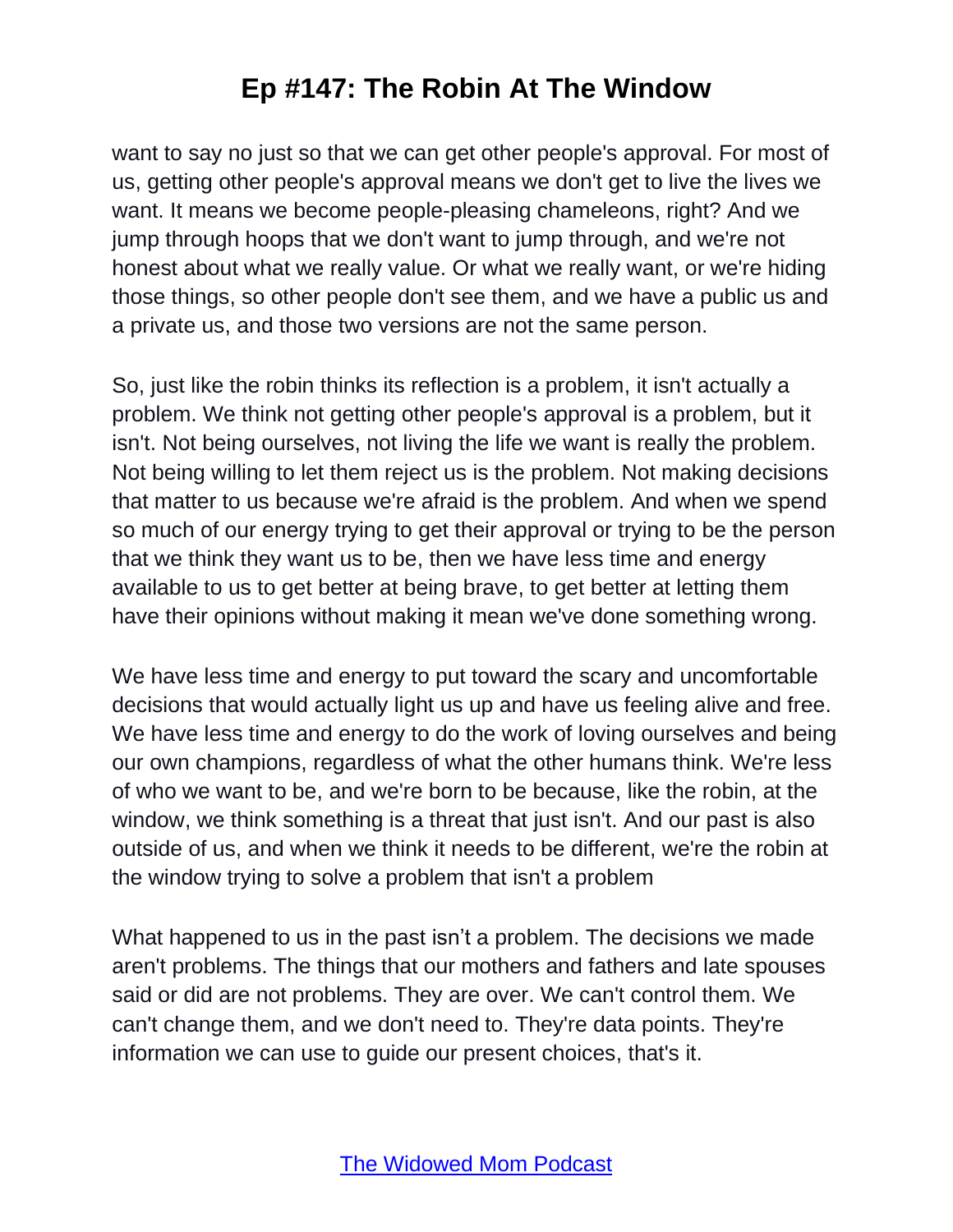want to say no just so that we can get other people's approval. For most of us, getting other people's approval means we don't get to live the lives we want. It means we become people-pleasing chameleons, right? And we jump through hoops that we don't want to jump through, and we're not honest about what we really value. Or what we really want, or we're hiding those things, so other people don't see them, and we have a public us and a private us, and those two versions are not the same person.

So, just like the robin thinks its reflection is a problem, it isn't actually a problem. We think not getting other people's approval is a problem, but it isn't. Not being ourselves, not living the life we want is really the problem. Not being willing to let them reject us is the problem. Not making decisions that matter to us because we're afraid is the problem. And when we spend so much of our energy trying to get their approval or trying to be the person that we think they want us to be, then we have less time and energy available to us to get better at being brave, to get better at letting them have their opinions without making it mean we've done something wrong.

We have less time and energy to put toward the scary and uncomfortable decisions that would actually light us up and have us feeling alive and free. We have less time and energy to do the work of loving ourselves and being our own champions, regardless of what the other humans think. We're less of who we want to be, and we're born to be because, like the robin, at the window, we think something is a threat that just isn't. And our past is also outside of us, and when we think it needs to be different, we're the robin at the window trying to solve a problem that isn't a problem

What happened to us in the past isn't a problem. The decisions we made aren't problems. The things that our mothers and fathers and late spouses said or did are not problems. They are over. We can't control them. We can't change them, and we don't need to. They're data points. They're information we can use to guide our present choices, that's it.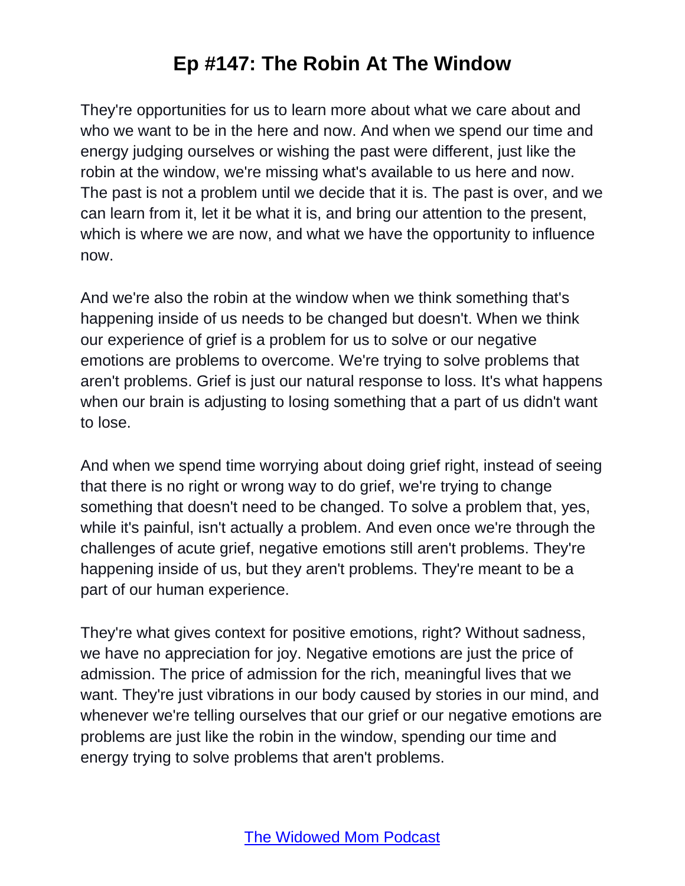They're opportunities for us to learn more about what we care about and who we want to be in the here and now. And when we spend our time and energy judging ourselves or wishing the past were different, just like the robin at the window, we're missing what's available to us here and now. The past is not a problem until we decide that it is. The past is over, and we can learn from it, let it be what it is, and bring our attention to the present, which is where we are now, and what we have the opportunity to influence now.

And we're also the robin at the window when we think something that's happening inside of us needs to be changed but doesn't. When we think our experience of grief is a problem for us to solve or our negative emotions are problems to overcome. We're trying to solve problems that aren't problems. Grief is just our natural response to loss. It's what happens when our brain is adjusting to losing something that a part of us didn't want to lose.

And when we spend time worrying about doing grief right, instead of seeing that there is no right or wrong way to do grief, we're trying to change something that doesn't need to be changed. To solve a problem that, yes, while it's painful, isn't actually a problem. And even once we're through the challenges of acute grief, negative emotions still aren't problems. They're happening inside of us, but they aren't problems. They're meant to be a part of our human experience.

They're what gives context for positive emotions, right? Without sadness, we have no appreciation for joy. Negative emotions are just the price of admission. The price of admission for the rich, meaningful lives that we want. They're just vibrations in our body caused by stories in our mind, and whenever we're telling ourselves that our grief or our negative emotions are problems are just like the robin in the window, spending our time and energy trying to solve problems that aren't problems.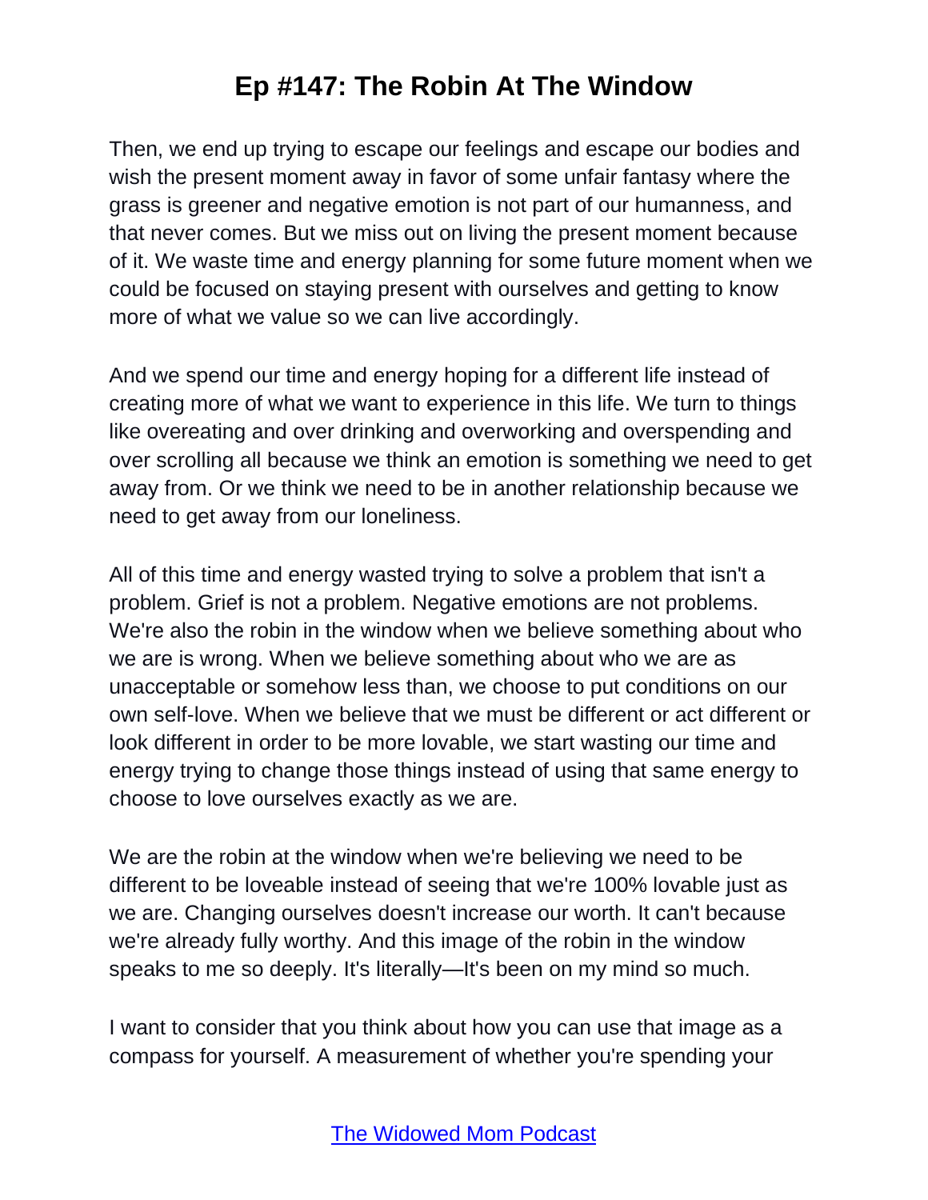Then, we end up trying to escape our feelings and escape our bodies and wish the present moment away in favor of some unfair fantasy where the grass is greener and negative emotion is not part of our humanness, and that never comes. But we miss out on living the present moment because of it. We waste time and energy planning for some future moment when we could be focused on staying present with ourselves and getting to know more of what we value so we can live accordingly.

And we spend our time and energy hoping for a different life instead of creating more of what we want to experience in this life. We turn to things like overeating and over drinking and overworking and overspending and over scrolling all because we think an emotion is something we need to get away from. Or we think we need to be in another relationship because we need to get away from our loneliness.

All of this time and energy wasted trying to solve a problem that isn't a problem. Grief is not a problem. Negative emotions are not problems. We're also the robin in the window when we believe something about who we are is wrong. When we believe something about who we are as unacceptable or somehow less than, we choose to put conditions on our own self-love. When we believe that we must be different or act different or look different in order to be more lovable, we start wasting our time and energy trying to change those things instead of using that same energy to choose to love ourselves exactly as we are.

We are the robin at the window when we're believing we need to be different to be loveable instead of seeing that we're 100% lovable just as we are. Changing ourselves doesn't increase our worth. It can't because we're already fully worthy. And this image of the robin in the window speaks to me so deeply. It's literally—It's been on my mind so much.

I want to consider that you think about how you can use that image as a compass for yourself. A measurement of whether you're spending your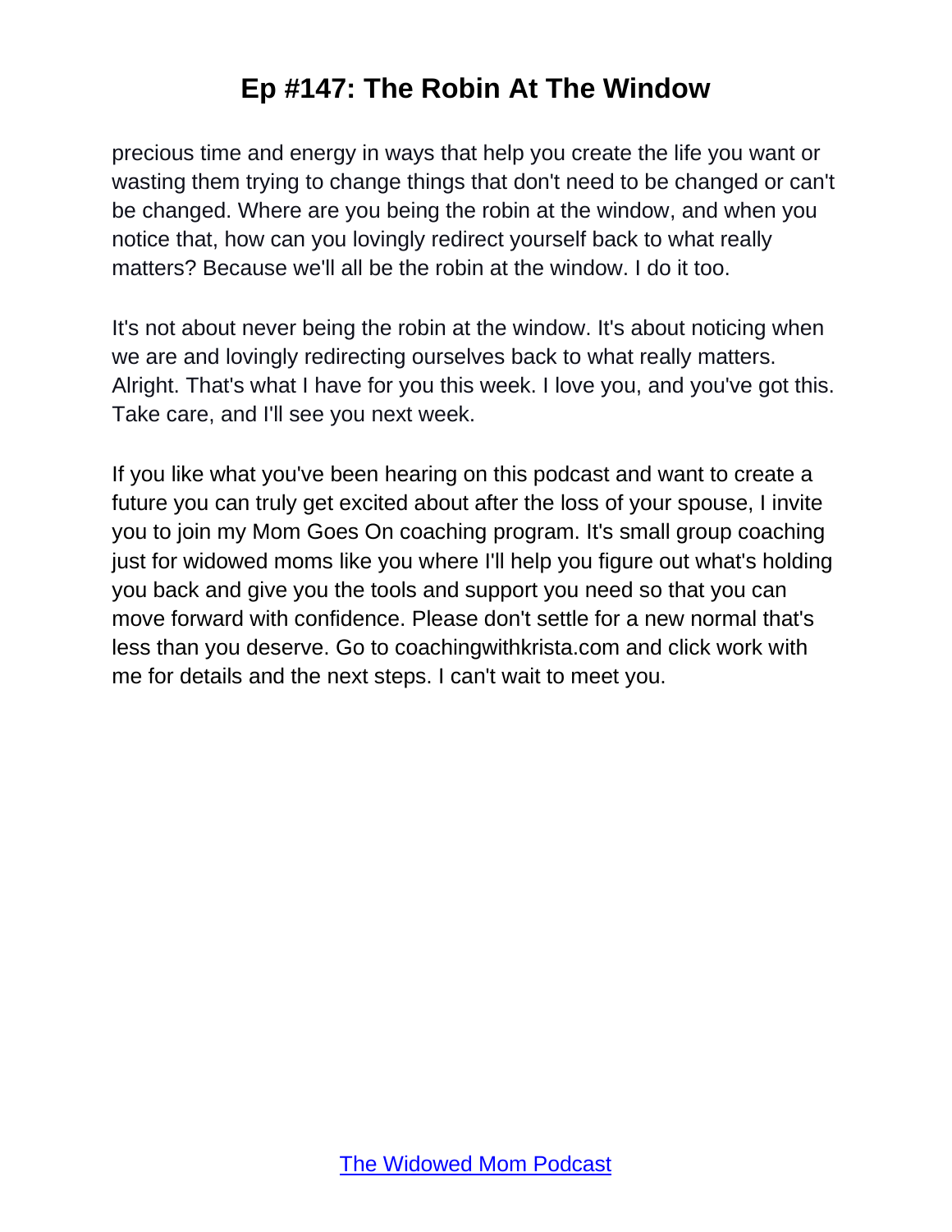precious time and energy in ways that help you create the life you want or wasting them trying to change things that don't need to be changed or can't be changed. Where are you being the robin at the window, and when you notice that, how can you lovingly redirect yourself back to what really matters? Because we'll all be the robin at the window. I do it too.

It's not about never being the robin at the window. It's about noticing when we are and lovingly redirecting ourselves back to what really matters. Alright. That's what I have for you this week. I love you, and you've got this. Take care, and I'll see you next week.

If you like what you've been hearing on this podcast and want to create a future you can truly get excited about after the loss of your spouse, I invite you to join my Mom Goes On coaching program. It's small group coaching just for widowed moms like you where I'll help you figure out what's holding you back and give you the tools and support you need so that you can move forward with confidence. Please don't settle for a new normal that's less than you deserve. Go to coachingwithkrista.com and click work with me for details and the next steps. I can't wait to meet you.